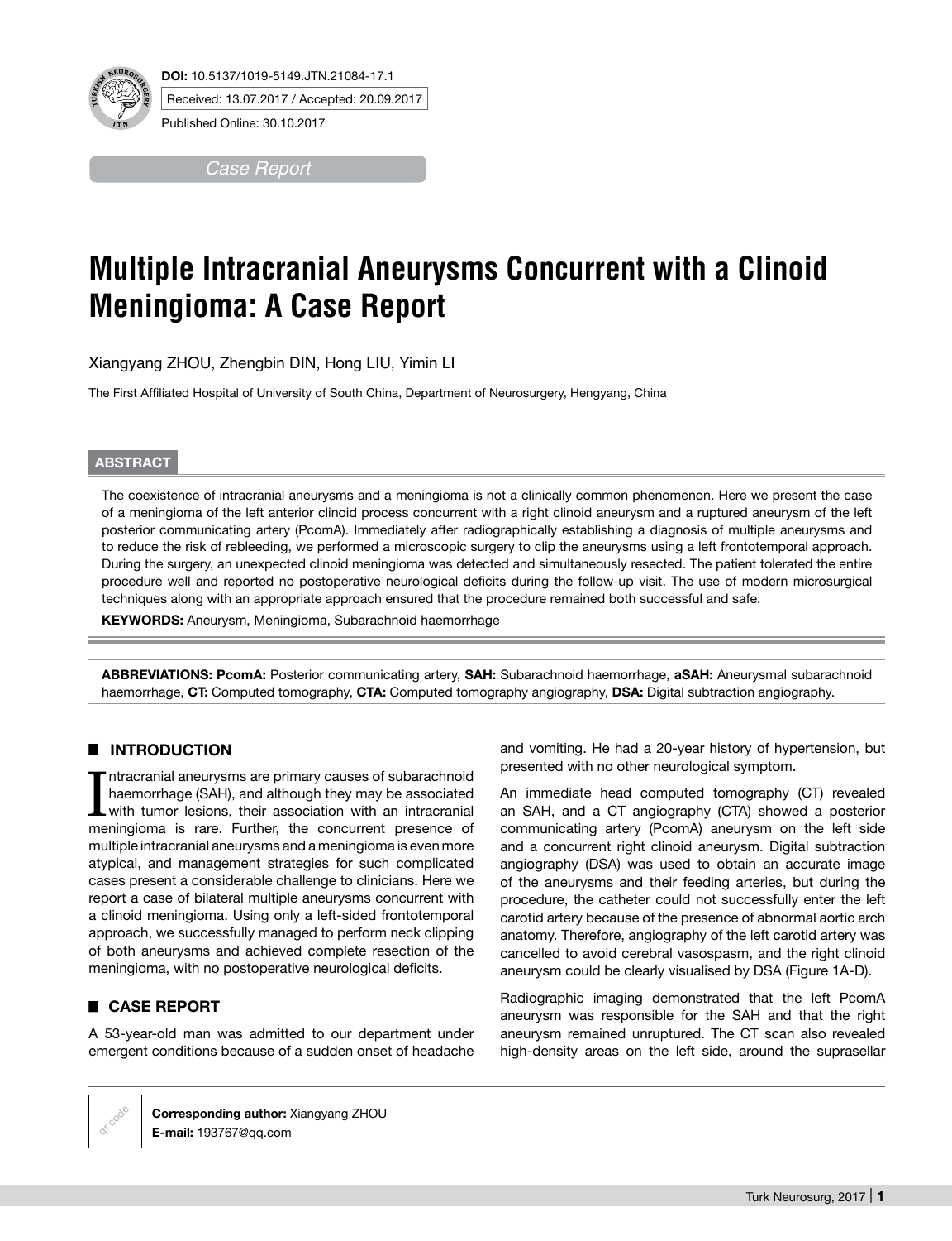DOI: 10.5137/1019-5149.JTN.21084-17.1

Received: 13.07.2017 / Accepted: 20.09.2017

Published Online: 30.10.2017

*Case Report*

# Multiple Intracranial Aneurysms Concurrent with a Clinoid Meningioma: A Case Report

Xiangyang ZHOU, Zhengbin DIN, Hong LIU, Yimin LI

The First Affiliated Hospital of University of South China, Department of Neurosurgery, Hengyang, China

## ABSTRACT

The coexistence of intracranial aneurysms and a meningioma is not a clinically common phenomenon. Here we present the case of a meningioma of the left anterior clinoid process concurrent with a right clinoid aneurysm and a ruptured aneurysm of the left posterior communicating artery (PcomA). Immediately after radiographically establishing a diagnosis of multiple aneurysms and to reduce the risk of rebleeding, we performed a microscopic surgery to clip the aneurysms using a left frontotemporal approach. During the surgery, an unexpected clinoid meningioma was detected and simultaneously resected. The patient tolerated the entire procedure well and reported no postoperative neurological deficits during the follow-up visit. The use of modern microsurgical techniques along with an appropriate approach ensured that the procedure remained both successful and safe.

**KEYWORDS:** Aneurysm, Meningioma, Subarachnoid haemorrhage

**ABBREVIATIONS: PcomA:** Posterior communicating artery, **SAH:** Subarachnoid haemorrhage, **aSAH:** Aneurysmal subarachnoid haemorrhage, **CT:** Computed tomography, **CTA:** Computed tomography angiography, **DSA:** Digital subtraction angiography.

## INTRODUCTION

Intracranial aneurysms are primary causes of subarachnoid haemorrhage (SAH), and although they may be associated with tumor lesions, their association with an intracranial meningioma is rare. Further, the concurrent presence of multiple intracranial aneurysms and a meningioma is even more atypical, and management strategies for such complicated cases present a considerable challenge to clinicians. Here we report a case of bilateral multiple aneurysms concurrent with a clinoid meningioma. Using only a left-sided frontotemporal approach, we successfully managed to perform neck clipping of both aneurysms and achieved complete resection of the meningioma, with no postoperative neurological deficits.

## CASE REPORT

A 53-year-old man was admitted to our department under emergent conditions because of a sudden onset of headache and vomiting. He had a 20-year history of hypertension, but presented with no other neurological symptom.

An immediate head computed tomography (CT) revealed an SAH, and a CT angiography (CTA) showed a posterior communicating artery (PcomA) aneurysm on the left side and a concurrent right clinoid aneurysm. Digital subtraction angiography (DSA) was used to obtain an accurate image of the aneurysms and their feeding arteries, but during the procedure, the catheter could not successfully enter the left carotid artery because of the presence of abnormal aortic arch anatomy. Therefore, angiography of the left carotid artery was cancelled to avoid cerebral vasospasm, and the right clinoid aneurysm could be clearly visualised by DSA (Figure 1A-D).

Radiographic imaging demonstrated that the left PcomA aneurysm was responsible for the SAH and that the right aneurysm remained unruptured. The CT scan also revealed high-density areas on the left side, around the suprasellar

**Corresponding author:** Xiangyang ZHOU
**E-mail:** 193767@qq.com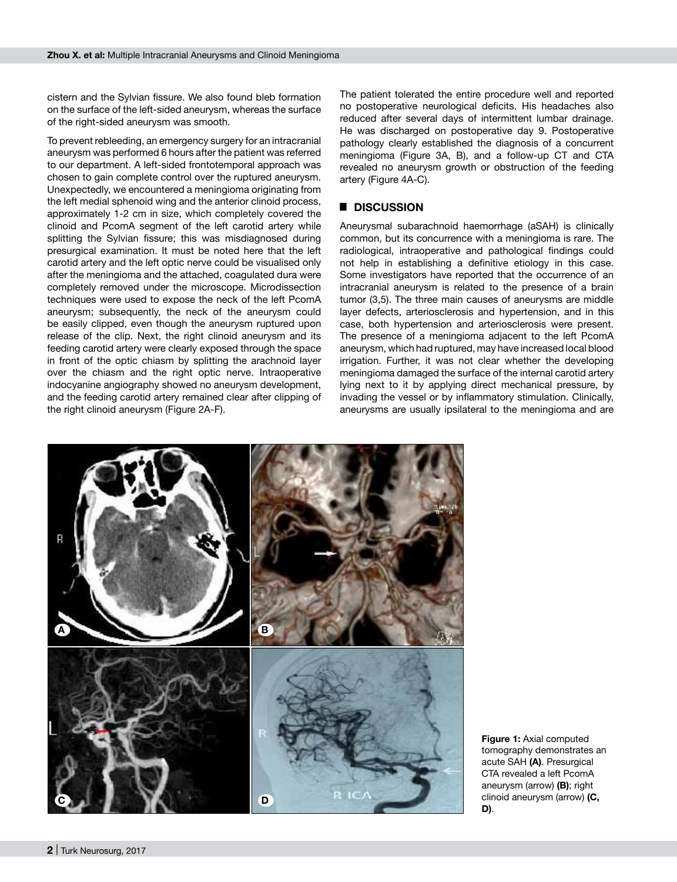cistern and the Sylvian fissure. We also found bleb formation on the surface of the left-sided aneurysm, whereas the surface of the right-sided aneurysm was smooth.

To prevent rebleeding, an emergency surgery for an intracranial aneurysm was performed 6 hours after the patient was referred to our department. A left-sided frontotemporal approach was chosen to gain complete control over the ruptured aneurysm. Unexpectedly, we encountered a meningioma originating from the left medial sphenoid wing and the anterior clinoid process, approximately 1-2 cm in size, which completely covered the clinoid and PcomA segment of the left carotid artery while splitting the Sylvian fissure; this was misdiagnosed during presurgical examination. It must be noted here that the left carotid artery and the left optic nerve could be visualised only after the meningioma and the attached, coagulated dura were completely removed under the microscope. Microdissection techniques were used to expose the neck of the left PcomA aneurysm; subsequently, the neck of the aneurysm could be easily clipped, even though the aneurysm ruptured upon release of the clip. Next, the right clinoid aneurysm and its feeding carotid artery were clearly exposed through the space in front of the optic chiasm by splitting the arachnoid layer over the chiasm and the right optic nerve. Intraoperative indocyanine angiography showed no aneurysm development, and the feeding carotid artery remained clear after clipping of the right clinoid aneurysm (Figure 2A-F).

The patient tolerated the entire procedure well and reported no postoperative neurological deficits. His headaches also reduced after several days of intermittent lumbar drainage. He was discharged on postoperative day 9. Postoperative pathology clearly established the diagnosis of a concurrent meningioma (Figure 3A, B), and a follow-up CT and CTA revealed no aneurysm growth or obstruction of the feeding artery (Figure 4A-C).

## ■ DISCUSSION

Aneurysmal subarachnoid haemorrhage (aSAH) is clinically common, but its concurrence with a meningioma is rare. The radiological, intraoperative and pathological findings could not help in establishing a definitive etiology in this case. Some investigators have reported that the occurrence of an intracranial aneurysm is related to the presence of a brain tumor (3,5). The three main causes of aneurysms are middle layer defects, arteriosclerosis and hypertension, and in this case, both hypertension and arteriosclerosis were present. The presence of a meningioma adjacent to the left PcomA aneurysm, which had ruptured, may have increased local blood irrigation. Further, it was not clear whether the developing meningioma damaged the surface of the internal carotid artery lying next to it by applying direct mechanical pressure, by invading the vessel or by inflammatory stimulation. Clinically, aneurysms are usually ipsilateral to the meningioma and are

**Figure 1:** Axial computed tomography demonstrates an acute SAH **(A)**. Presurgical CTA revealed a left PcomA aneurysm (arrow) **(B)**; right clinoid aneurysm (arrow) **(C, D)**.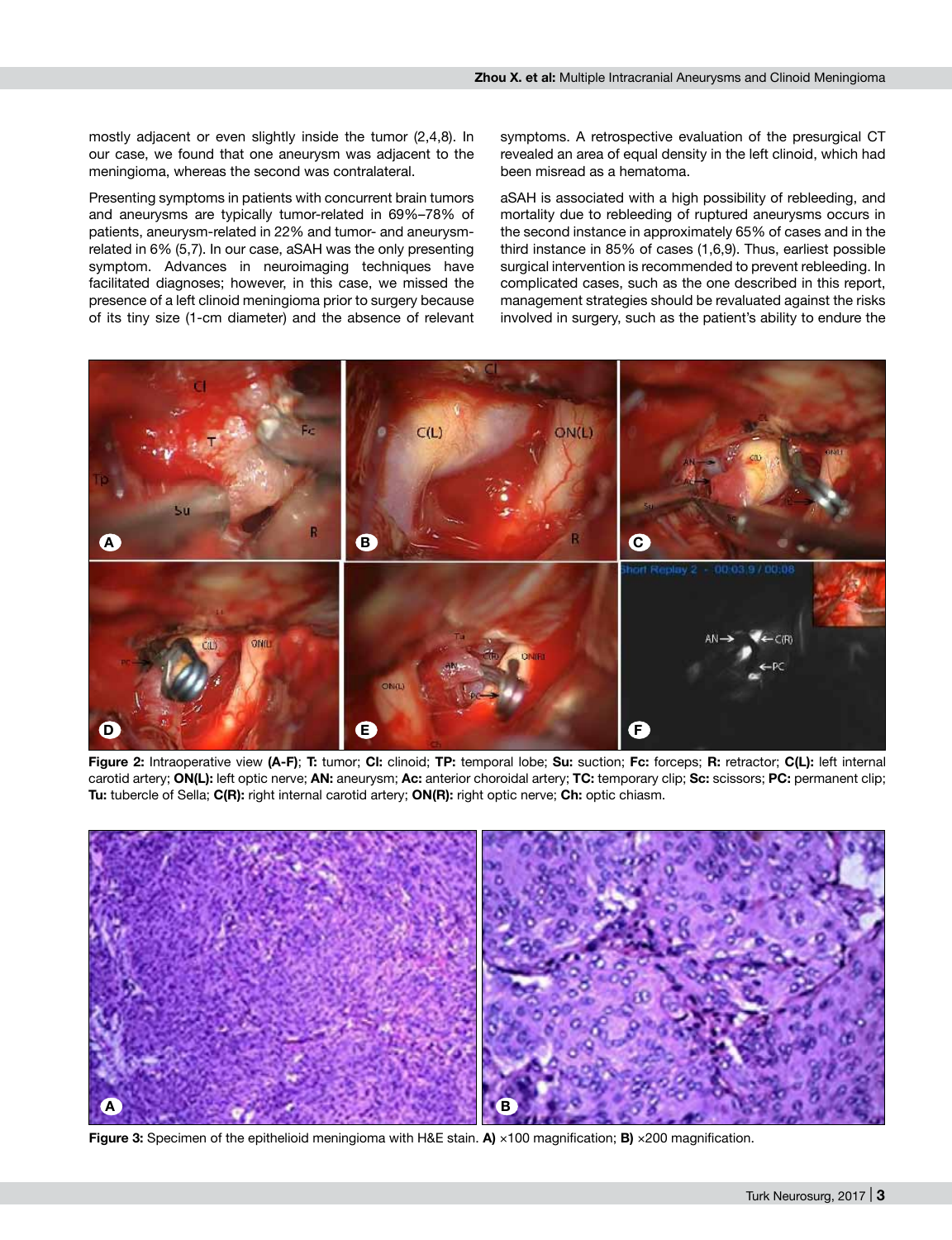mostly adjacent or even slightly inside the tumor (2,4,8). In our case, we found that one aneurysm was adjacent to the meningioma, whereas the second was contralateral.

Presenting symptoms in patients with concurrent brain tumors and aneurysms are typically tumor-related in 69%–78% of patients, aneurysm-related in 22% and tumor- and aneurysm-related in 6% (5,7). In our case, aSAH was the only presenting symptom. Advances in neuroimaging techniques have facilitated diagnoses; however, in this case, we missed the presence of a left clinoid meningioma prior to surgery because of its tiny size (1-cm diameter) and the absence of relevant symptoms. A retrospective evaluation of the presurgical CT revealed an area of equal density in the left clinoid, which had been misread as a hematoma.

aSAH is associated with a high possibility of rebleeding, and mortality due to rebleeding of ruptured aneurysms occurs in the second instance in approximately 65% of cases and in the third instance in 85% of cases (1,6,9). Thus, earliest possible surgical intervention is recommended to prevent rebleeding. In complicated cases, such as the one described in this report, management strategies should be revaluated against the risks involved in surgery, such as the patient's ability to endure the

**Figure 2:** Intraoperative view **(A-F)**; **T:** tumor; **Cl:** clinoid; **TP:** temporal lobe; **Su:** suction; **Fc:** forceps; **R:** retractor; **C(L):** left internal carotid artery; **ON(L):** left optic nerve; **AN:** aneurysm; **Ac:** anterior choroidal artery; **TC:** temporary clip; **Sc:** scissors; **PC:** permanent clip; **Tu:** tubercle of Sella; **C(R):** right internal carotid artery; **ON(R):** right optic nerve; **Ch:** optic chiasm.

**Figure 3:** Specimen of the epithelioid meningioma with H&E stain. **A)** ×100 magnification; **B)** ×200 magnification.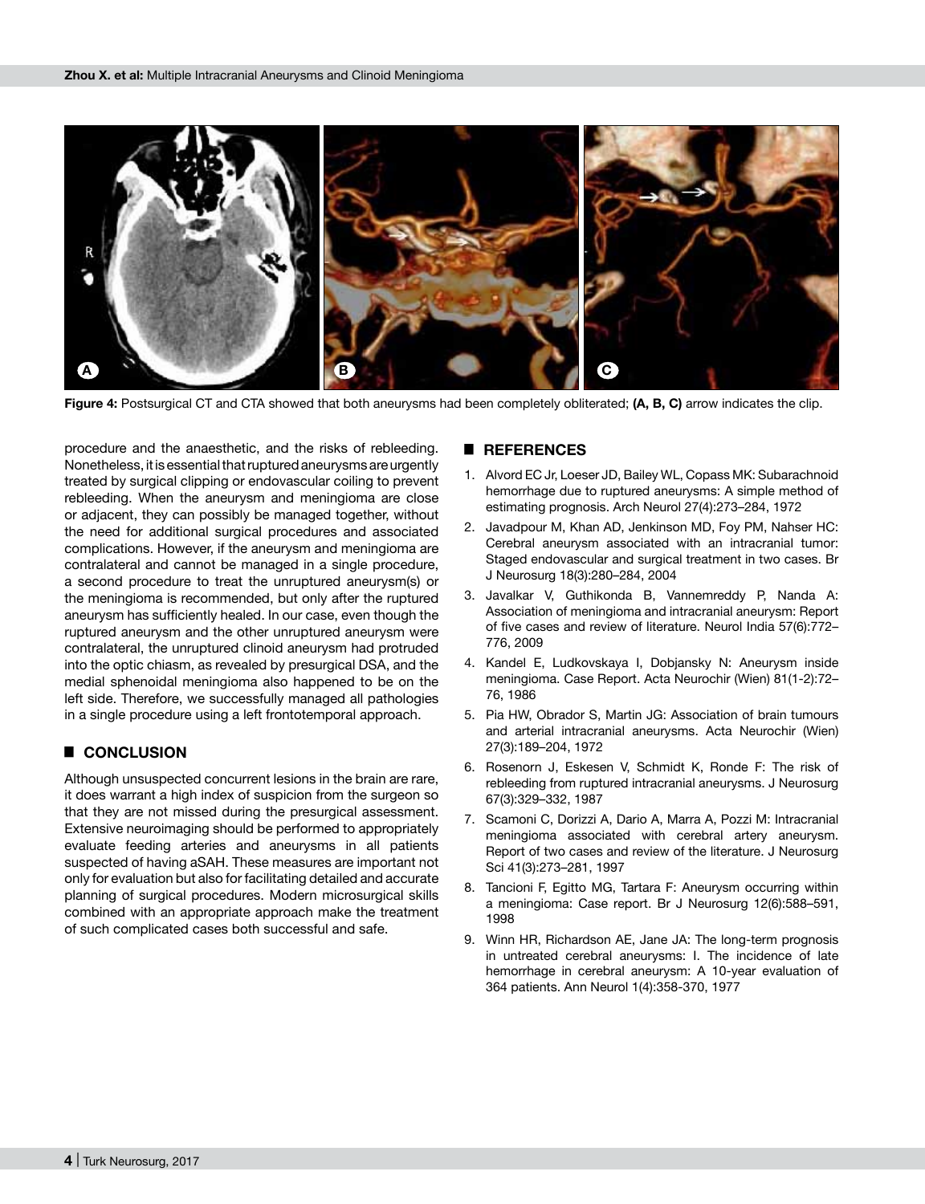Figure 4: Postsurgical CT and CTA showed that both aneurysms had been completely obliterated; **(A, B, C)** arrow indicates the clip.

procedure and the anaesthetic, and the risks of rebleeding. Nonetheless, it is essential that ruptured aneurysms are urgently treated by surgical clipping or endovascular coiling to prevent rebleeding. When the aneurysm and meningioma are close or adjacent, they can possibly be managed together, without the need for additional surgical procedures and associated complications. However, if the aneurysm and meningioma are contralateral and cannot be managed in a single procedure, a second procedure to treat the unruptured aneurysm(s) or the meningioma is recommended, but only after the ruptured aneurysm has sufficiently healed. In our case, even though the ruptured aneurysm and the other unruptured aneurysm were contralateral, the unruptured clinoid aneurysm had protruded into the optic chiasm, as revealed by presurgical DSA, and the medial sphenoidal meningioma also happened to be on the left side. Therefore, we successfully managed all pathologies in a single procedure using a left frontotemporal approach.

## CONCLUSION

Although unsuspected concurrent lesions in the brain are rare, it does warrant a high index of suspicion from the surgeon so that they are not missed during the presurgical assessment. Extensive neuroimaging should be performed to appropriately evaluate feeding arteries and aneurysms in all patients suspected of having aSAH. These measures are important not only for evaluation but also for facilitating detailed and accurate planning of surgical procedures. Modern microsurgical skills combined with an appropriate approach make the treatment of such complicated cases both successful and safe.

## REFERENCES

1. Alvord EC Jr, Loeser JD, Bailey WL, Copass MK: Subarachnoid hemorrhage due to ruptured aneurysms: A simple method of estimating prognosis. Arch Neurol 27(4):273–284, 1972
2. Javadpour M, Khan AD, Jenkinson MD, Foy PM, Nahser HC: Cerebral aneurysm associated with an intracranial tumor: Staged endovascular and surgical treatment in two cases. Br J Neurosurg 18(3):280–284, 2004
3. Javalkar V, Guthikonda B, Vannemreddy P, Nanda A: Association of meningioma and intracranial aneurysm: Report of five cases and review of literature. Neurol India 57(6):772–776, 2009
4. Kandel E, Ludkovskaya I, Dobjansky N: Aneurysm inside meningioma. Case Report. Acta Neurochir (Wien) 81(1-2):72–76, 1986
5. Pia HW, Obrador S, Martin JG: Association of brain tumours and arterial intracranial aneurysms. Acta Neurochir (Wien) 27(3):189–204, 1972
6. Rosenorn J, Eskesen V, Schmidt K, Ronde F: The risk of rebleeding from ruptured intracranial aneurysms. J Neurosurg 67(3):329–332, 1987
7. Scamoni C, Dorizzi A, Dario A, Marra A, Pozzi M: Intracranial meningioma associated with cerebral artery aneurysm. Report of two cases and review of the literature. J Neurosurg Sci 41(3):273–281, 1997
8. Tancioni F, Egitto MG, Tartara F: Aneurysm occurring within a meningioma: Case report. Br J Neurosurg 12(6):588–591, 1998
9. Winn HR, Richardson AE, Jane JA: The long-term prognosis in untreated cerebral aneurysms: I. The incidence of late hemorrhage in cerebral aneurysm: A 10-year evaluation of 364 patients. Ann Neurol 1(4):358-370, 1977